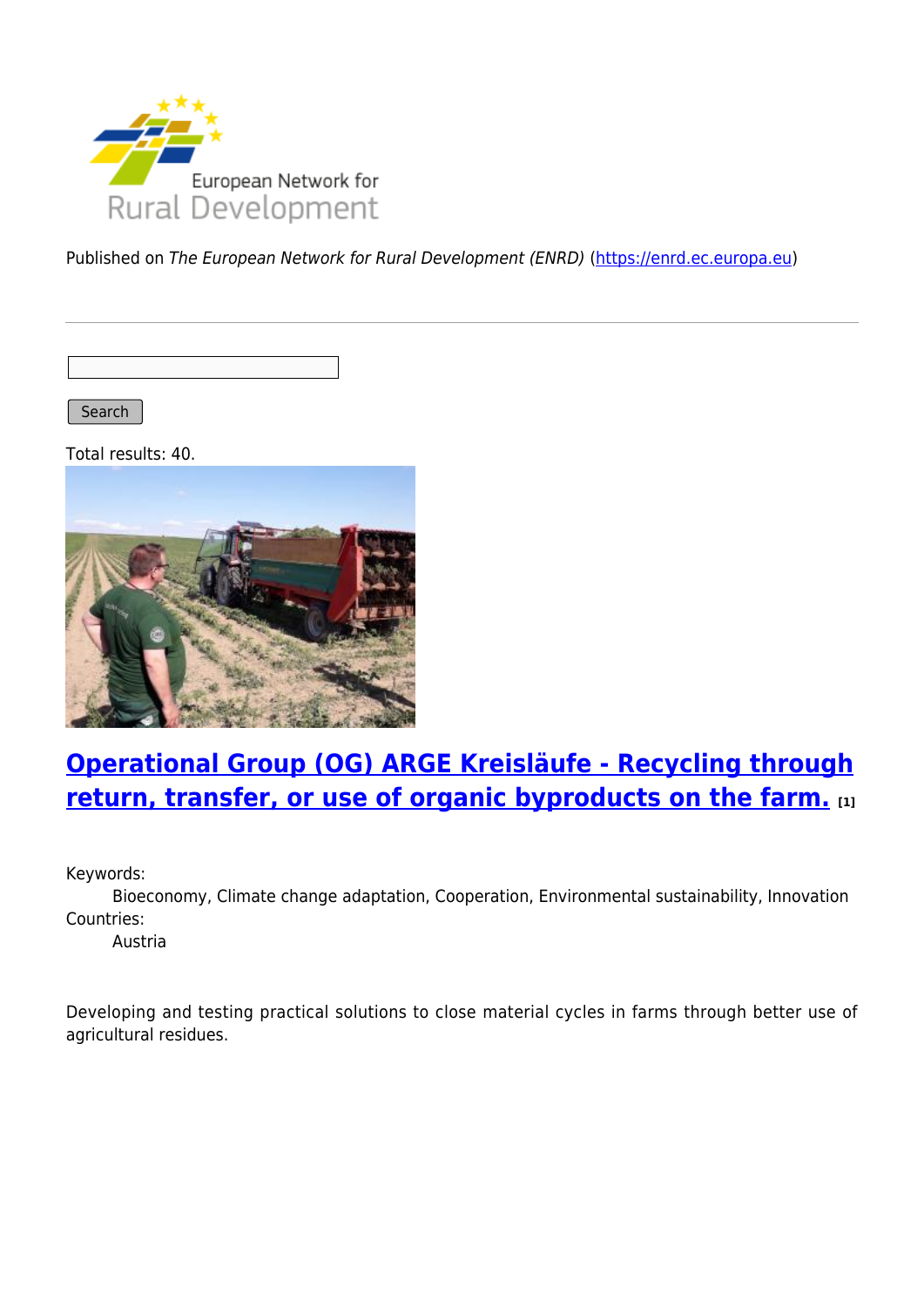Published on *The European Network for Rural Development (ENRD)* (https://enrd.ec.europa.eu)

Search

Total results: 40.

## Operational Group (OG) ARGE Kreisläufe - Recycling through return, transfer, or use of organic byproducts on the farm. [1]

Keywords:
Bioeconomy, Climate change adaptation, Cooperation, Environmental sustainability, Innovation

Countries:
Austria

Developing and testing practical solutions to close material cycles in farms through better use of agricultural residues.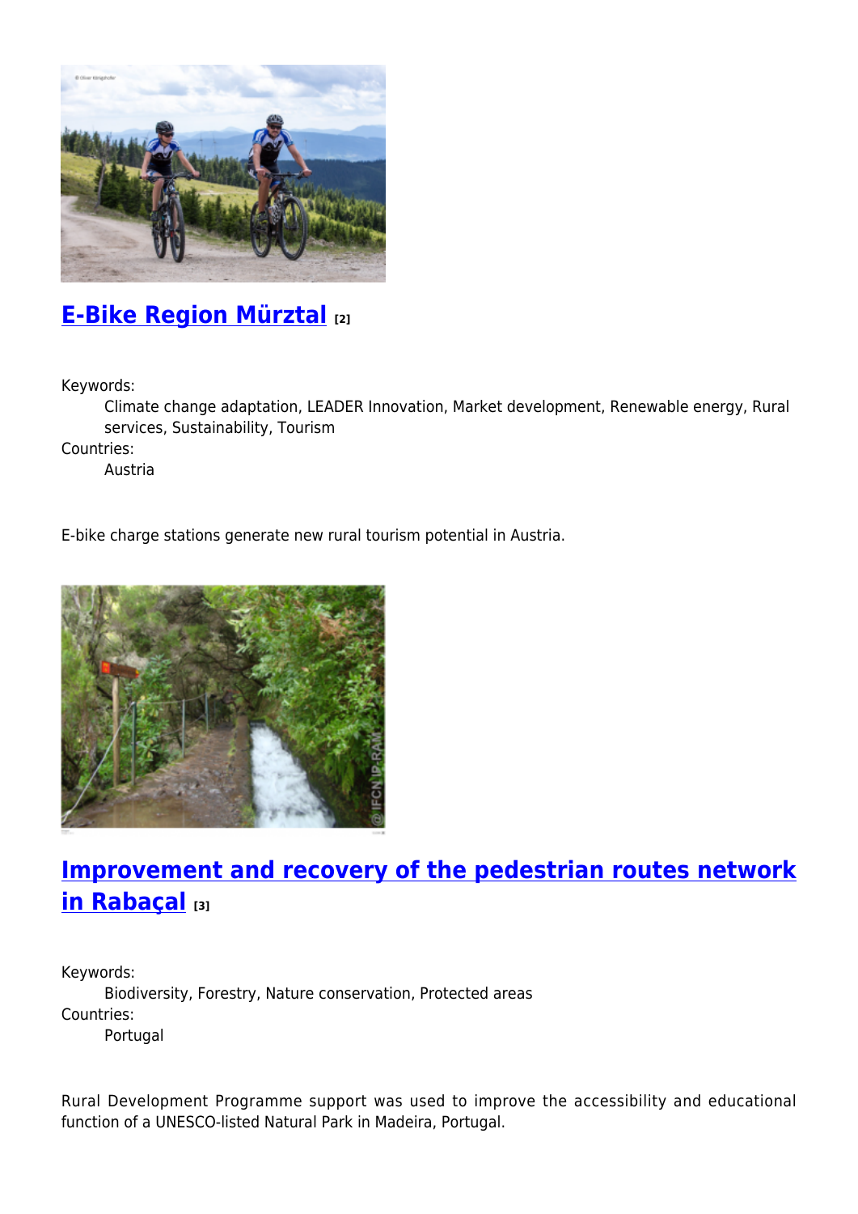## E-Bike Region Mürztal [2]

Keywords:
: Climate change adaptation, LEADER Innovation, Market development, Renewable energy, Rural services, Sustainability, Tourism

Countries:
: Austria

E-bike charge stations generate new rural tourism potential in Austria.

## Improvement and recovery of the pedestrian routes network in Rabaçal [3]

Keywords:
: Biodiversity, Forestry, Nature conservation, Protected areas

Countries:
: Portugal

Rural Development Programme support was used to improve the accessibility and educational function of a UNESCO-listed Natural Park in Madeira, Portugal.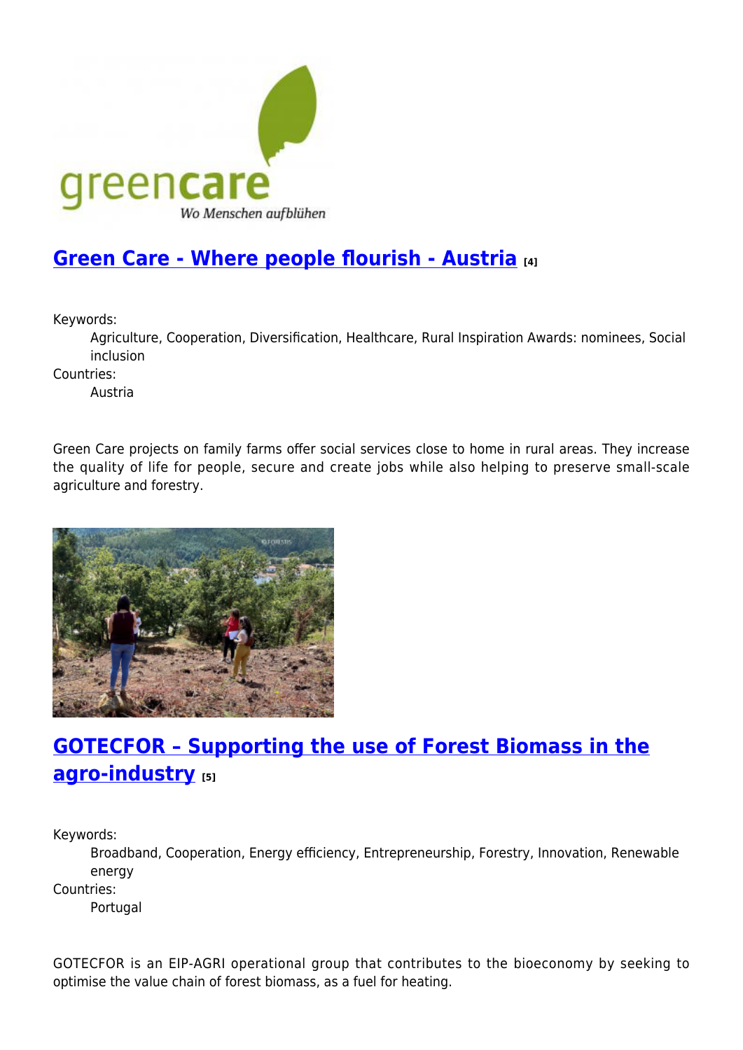## Green Care - Where people flourish - Austria [4]

Keywords:
: Agriculture, Cooperation, Diversification, Healthcare, Rural Inspiration Awards: nominees, Social inclusion

Countries:
: Austria

Green Care projects on family farms offer social services close to home in rural areas. They increase the quality of life for people, secure and create jobs while also helping to preserve small-scale agriculture and forestry.

## GOTECFOR – Supporting the use of Forest Biomass in the agro-industry [5]

Keywords:
: Broadband, Cooperation, Energy efficiency, Entrepreneurship, Forestry, Innovation, Renewable energy

Countries:
: Portugal

GOTECFOR is an EIP-AGRI operational group that contributes to the bioeconomy by seeking to optimise the value chain of forest biomass, as a fuel for heating.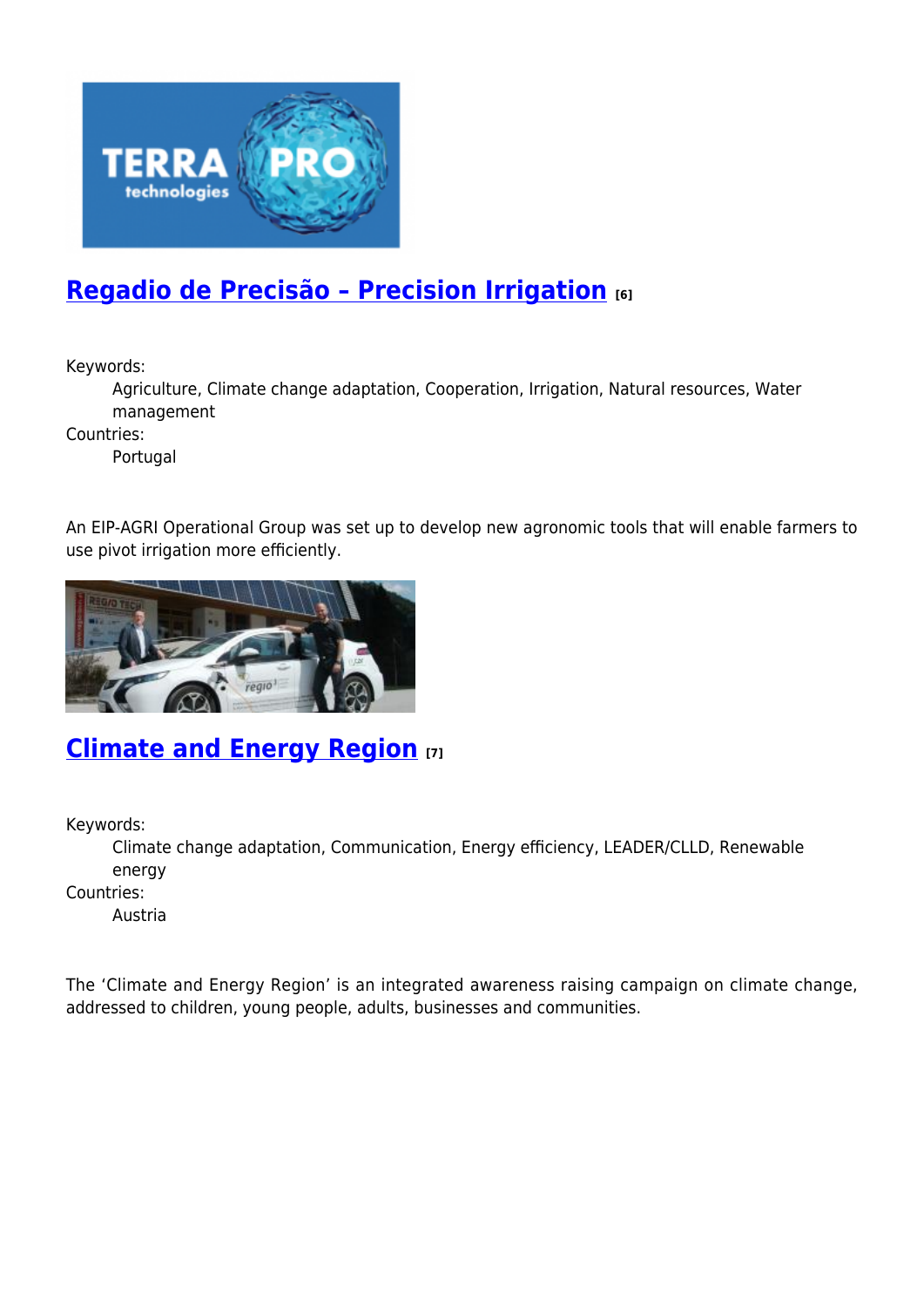## Regadio de Precisão – Precision Irrigation [6]

Keywords:
: Agriculture, Climate change adaptation, Cooperation, Irrigation, Natural resources, Water management

Countries:
: Portugal

An EIP-AGRI Operational Group was set up to develop new agronomic tools that will enable farmers to use pivot irrigation more efficiently.

## Climate and Energy Region [7]

Keywords:
: Climate change adaptation, Communication, Energy efficiency, LEADER/CLLD, Renewable energy

Countries:
: Austria

The 'Climate and Energy Region' is an integrated awareness raising campaign on climate change, addressed to children, young people, adults, businesses and communities.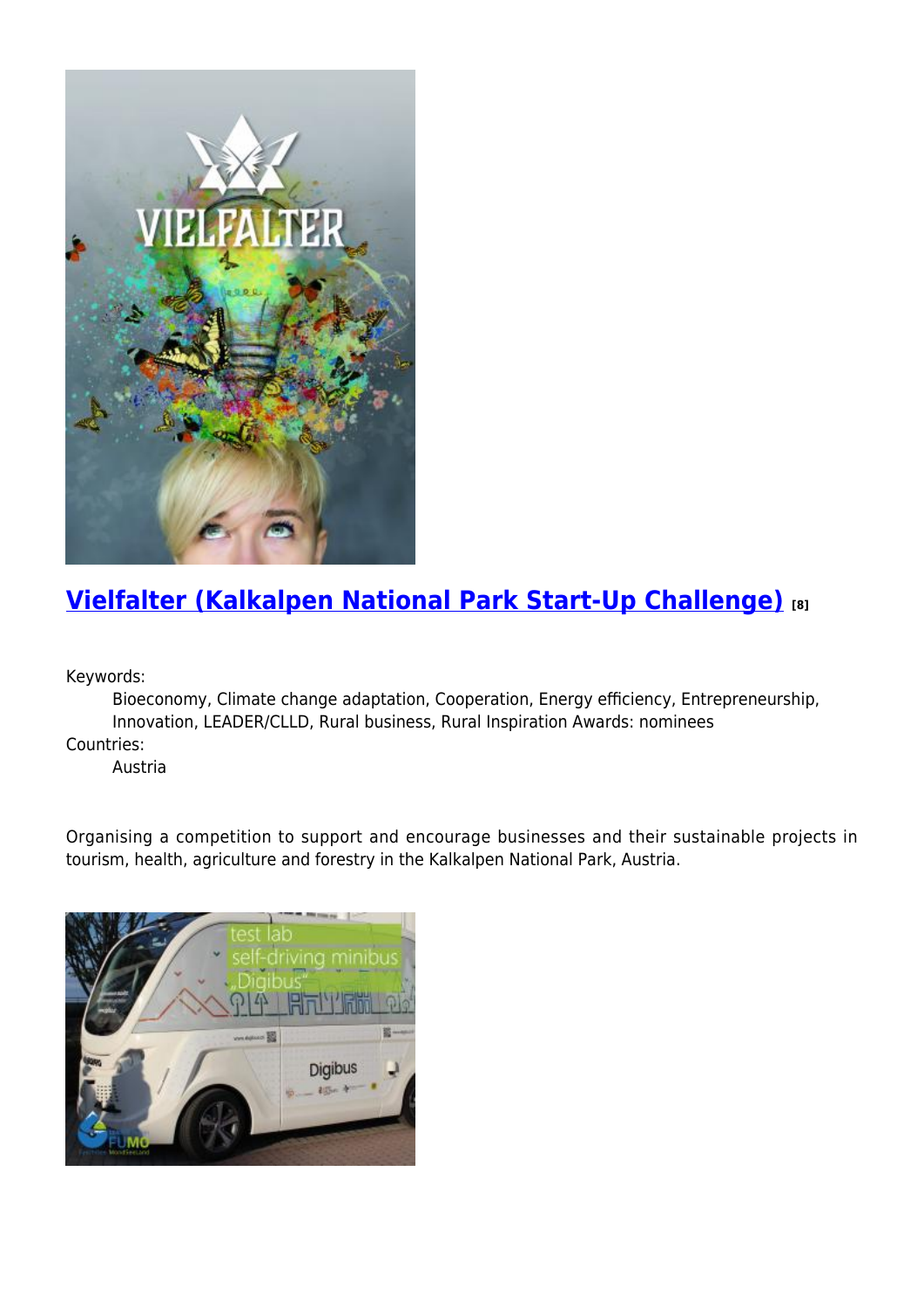## Vielfalter (Kalkalpen National Park Start-Up Challenge) [8]

Keywords:

Bioeconomy, Climate change adaptation, Cooperation, Energy efficiency, Entrepreneurship, Innovation, LEADER/CLLD, Rural business, Rural Inspiration Awards: nominees

Countries:

Austria

Organising a competition to support and encourage businesses and their sustainable projects in tourism, health, agriculture and forestry in the Kalkalpen National Park, Austria.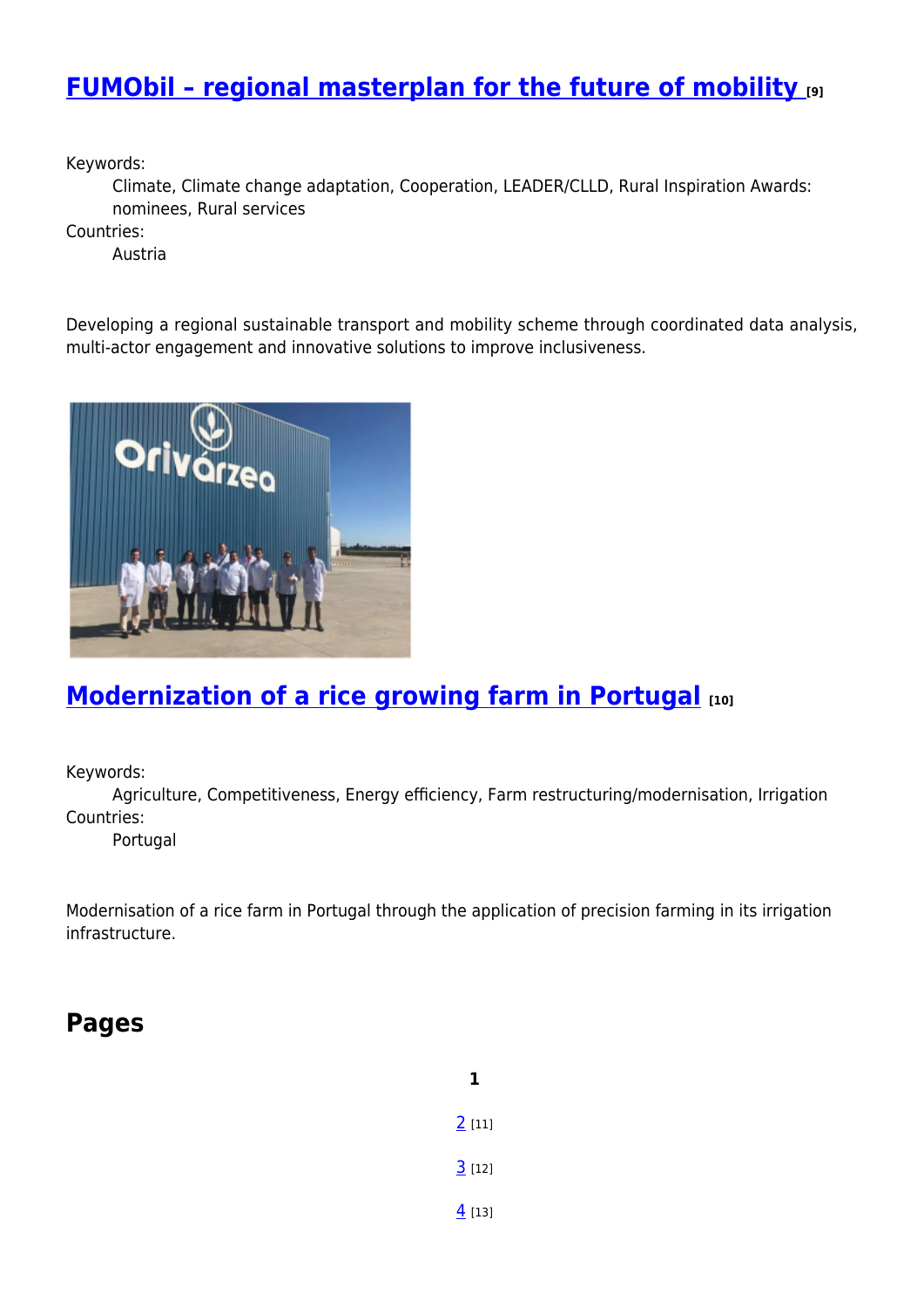## FUMObil – regional masterplan for the future of mobility [9]

Keywords:
: Climate, Climate change adaptation, Cooperation, LEADER/CLLD, Rural Inspiration Awards: nominees, Rural services

Countries:
: Austria

Developing a regional sustainable transport and mobility scheme through coordinated data analysis, multi-actor engagement and innovative solutions to improve inclusiveness.

## Modernization of a rice growing farm in Portugal [10]

Keywords:
: Agriculture, Competitiveness, Energy efficiency, Farm restructuring/modernisation, Irrigation

Countries:
: Portugal

Modernisation of a rice farm in Portugal through the application of precision farming in its irrigation infrastructure.

## Pages

**1**

2 [11]

3 [12]

4 [13]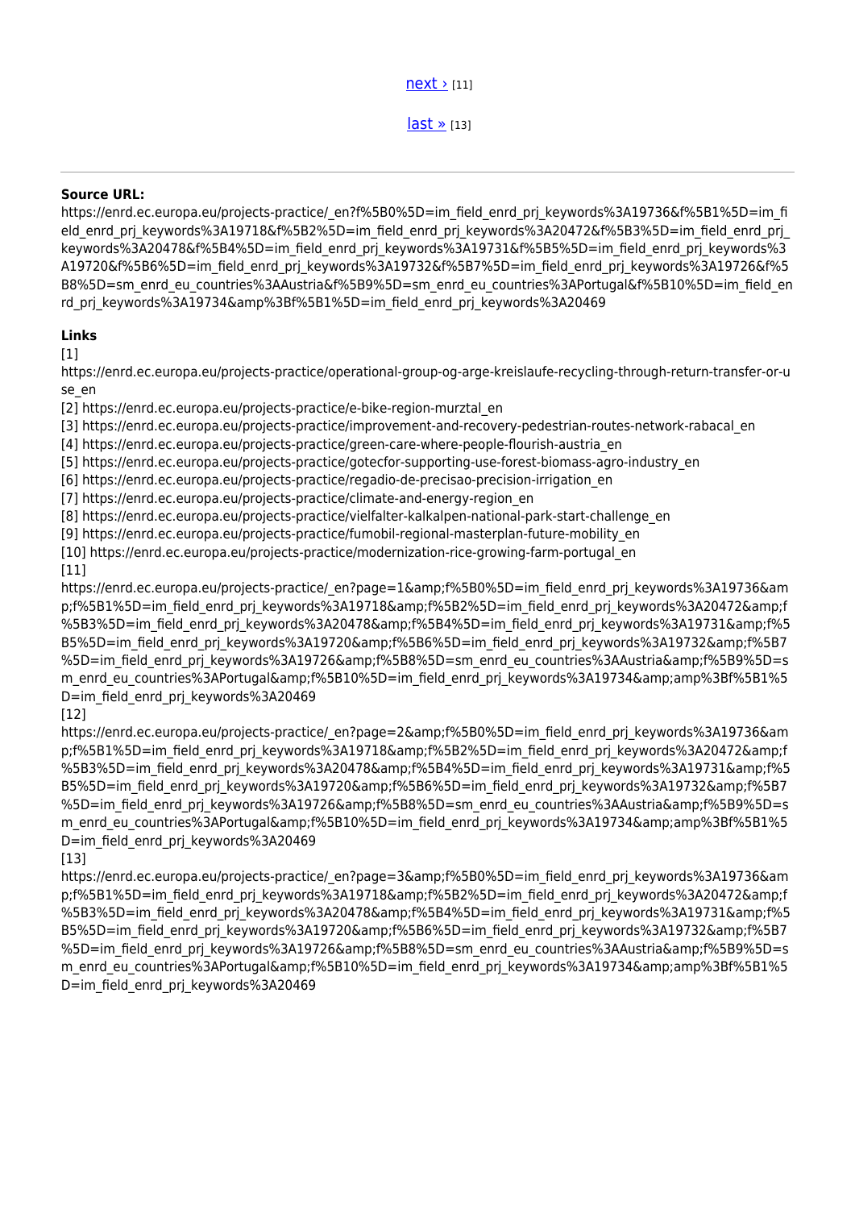next › [11]

last » [13]

---

**Source URL:**
https://enrd.ec.europa.eu/projects-practice/_en?f%5B0%5D=im_field_enrd_prj_keywords%3A19736&f%5B1%5D=im_field_enrd_prj_keywords%3A19718&f%5B2%5D=im_field_enrd_prj_keywords%3A20472&f%5B3%5D=im_field_enrd_prj_keywords%3A20478&f%5B4%5D=im_field_enrd_prj_keywords%3A19731&f%5B5%5D=im_field_enrd_prj_keywords%3A19720&f%5B6%5D=im_field_enrd_prj_keywords%3A19732&f%5B7%5D=im_field_enrd_prj_keywords%3A19726&f%5B8%5D=sm_enrd_eu_countries%3AAustria&f%5B9%5D=sm_enrd_eu_countries%3APortugal&f%5B10%5D=im_field_enrd_prj_keywords%3A19734&amp%3Bf%5B1%5D=im_field_enrd_prj_keywords%3A20469

**Links**
[1]
https://enrd.ec.europa.eu/projects-practice/operational-group-og-arge-kreislaufe-recycling-through-return-transfer-or-use_en
[2] https://enrd.ec.europa.eu/projects-practice/e-bike-region-murztal_en
[3] https://enrd.ec.europa.eu/projects-practice/improvement-and-recovery-pedestrian-routes-network-rabacal_en
[4] https://enrd.ec.europa.eu/projects-practice/green-care-where-people-flourish-austria_en
[5] https://enrd.ec.europa.eu/projects-practice/gotecfor-supporting-use-forest-biomass-agro-industry_en
[6] https://enrd.ec.europa.eu/projects-practice/regadio-de-precisao-precision-irrigation_en
[7] https://enrd.ec.europa.eu/projects-practice/climate-and-energy-region_en
[8] https://enrd.ec.europa.eu/projects-practice/vielfalter-kalkalpen-national-park-start-challenge_en
[9] https://enrd.ec.europa.eu/projects-practice/fumobil-regional-masterplan-future-mobility_en
[10] https://enrd.ec.europa.eu/projects-practice/modernization-rice-growing-farm-portugal_en
[11]
https://enrd.ec.europa.eu/projects-practice/_en?page=1&amp;f%5B0%5D=im_field_enrd_prj_keywords%3A19736&amp;f%5B1%5D=im_field_enrd_prj_keywords%3A19718&amp;f%5B2%5D=im_field_enrd_prj_keywords%3A20472&amp;f%5B3%5D=im_field_enrd_prj_keywords%3A20478&amp;f%5B4%5D=im_field_enrd_prj_keywords%3A19731&amp;f%5B5%5D=im_field_enrd_prj_keywords%3A19720&amp;f%5B6%5D=im_field_enrd_prj_keywords%3A19732&amp;f%5B7%5D=im_field_enrd_prj_keywords%3A19726&amp;f%5B8%5D=sm_enrd_eu_countries%3AAustria&amp;f%5B9%5D=sm_enrd_eu_countries%3APortugal&amp;f%5B10%5D=im_field_enrd_prj_keywords%3A19734&amp;amp%3Bf%5B1%5D=im_field_enrd_prj_keywords%3A20469
[12]
https://enrd.ec.europa.eu/projects-practice/_en?page=2&amp;f%5B0%5D=im_field_enrd_prj_keywords%3A19736&amp;f%5B1%5D=im_field_enrd_prj_keywords%3A19718&amp;f%5B2%5D=im_field_enrd_prj_keywords%3A20472&amp;f%5B3%5D=im_field_enrd_prj_keywords%3A20478&amp;f%5B4%5D=im_field_enrd_prj_keywords%3A19731&amp;f%5B5%5D=im_field_enrd_prj_keywords%3A19720&amp;f%5B6%5D=im_field_enrd_prj_keywords%3A19732&amp;f%5B7%5D=im_field_enrd_prj_keywords%3A19726&amp;f%5B8%5D=sm_enrd_eu_countries%3AAustria&amp;f%5B9%5D=sm_enrd_eu_countries%3APortugal&amp;f%5B10%5D=im_field_enrd_prj_keywords%3A19734&amp;amp%3Bf%5B1%5D=im_field_enrd_prj_keywords%3A20469
[13]
https://enrd.ec.europa.eu/projects-practice/_en?page=3&amp;f%5B0%5D=im_field_enrd_prj_keywords%3A19736&amp;f%5B1%5D=im_field_enrd_prj_keywords%3A19718&amp;f%5B2%5D=im_field_enrd_prj_keywords%3A20472&amp;f%5B3%5D=im_field_enrd_prj_keywords%3A20478&amp;f%5B4%5D=im_field_enrd_prj_keywords%3A19731&amp;f%5B5%5D=im_field_enrd_prj_keywords%3A19720&amp;f%5B6%5D=im_field_enrd_prj_keywords%3A19732&amp;f%5B7%5D=im_field_enrd_prj_keywords%3A19726&amp;f%5B8%5D=sm_enrd_eu_countries%3AAustria&amp;f%5B9%5D=sm_enrd_eu_countries%3APortugal&amp;f%5B10%5D=im_field_enrd_prj_keywords%3A19734&amp;amp%3Bf%5B1%5D=im_field_enrd_prj_keywords%3A20469